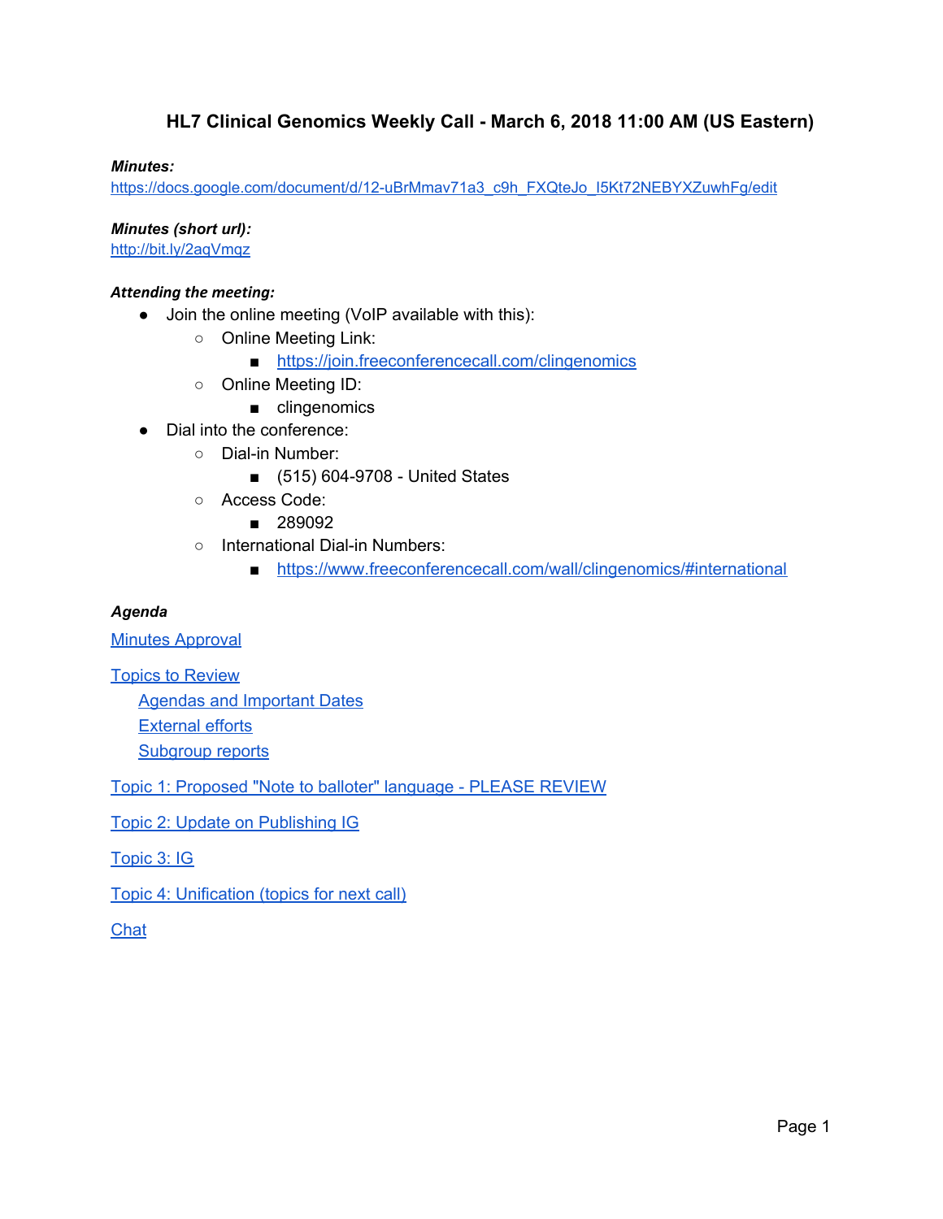# HL7 Clinical Genomics Weekly Call - March 6, 2018 11:00 AM (US Eastern)

***Minutes:***
https://docs.google.com/document/d/12-uBrMmav71a3_c9h_FXQteJo_I5Kt72NEBYXZuwhFg/edit

***Minutes (short url):***
http://bit.ly/2aqVmqz

***Attending the meeting:***

- Join the online meeting (VoIP available with this):
  - Online Meeting Link:
    - https://join.freeconferencecall.com/clingenomics
  - Online Meeting ID:
    - clingenomics
- Dial into the conference:
  - Dial-in Number:
    - (515) 604-9708 - United States
  - Access Code:
    - 289092
  - International Dial-in Numbers:
    - https://www.freeconferencecall.com/wall/clingenomics/#international

***Agenda***

Minutes Approval

Topics to Review
- Agendas and Important Dates
- External efforts
- Subgroup reports

Topic 1: Proposed "Note to balloter" language - PLEASE REVIEW

Topic 2: Update on Publishing IG

Topic 3: IG

Topic 4: Unification (topics for next call)

Chat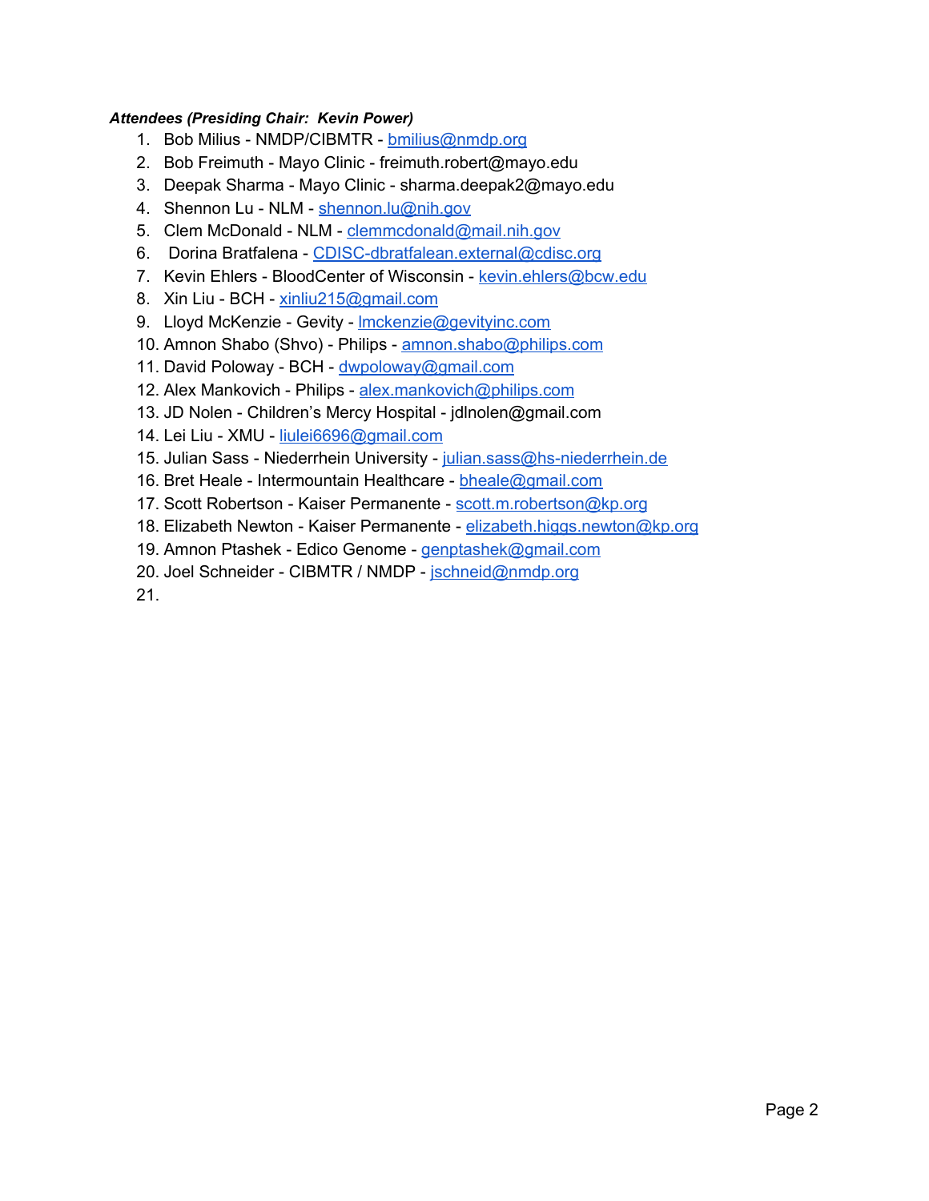***Attendees (Presiding Chair: Kevin Power)***

1. Bob Milius - NMDP/CIBMTR - bmilius@nmdp.org
2. Bob Freimuth - Mayo Clinic - freimuth.robert@mayo.edu
3. Deepak Sharma - Mayo Clinic - sharma.deepak2@mayo.edu
4. Shennon Lu - NLM - shennon.lu@nih.gov
5. Clem McDonald - NLM - clemmcdonald@mail.nih.gov
6. Dorina Bratfalena - CDISC-dbratfalean.external@cdisc.org
7. Kevin Ehlers - BloodCenter of Wisconsin - kevin.ehlers@bcw.edu
8. Xin Liu - BCH - xinliu215@gmail.com
9. Lloyd McKenzie - Gevity - lmckenzie@gevityinc.com
10. Amnon Shabo (Shvo) - Philips - amnon.shabo@philips.com
11. David Poloway - BCH - dwpoloway@gmail.com
12. Alex Mankovich - Philips - alex.mankovich@philips.com
13. JD Nolen - Children's Mercy Hospital - jdlnolen@gmail.com
14. Lei Liu - XMU - liulei6696@gmail.com
15. Julian Sass - Niederrhein University - julian.sass@hs-niederrhein.de
16. Bret Heale - Intermountain Healthcare - bheale@gmail.com
17. Scott Robertson - Kaiser Permanente - scott.m.robertson@kp.org
18. Elizabeth Newton - Kaiser Permanente - elizabeth.higgs.newton@kp.org
19. Amnon Ptashek - Edico Genome - genptashek@gmail.com
20. Joel Schneider - CIBMTR / NMDP - jschneid@nmdp.org
21.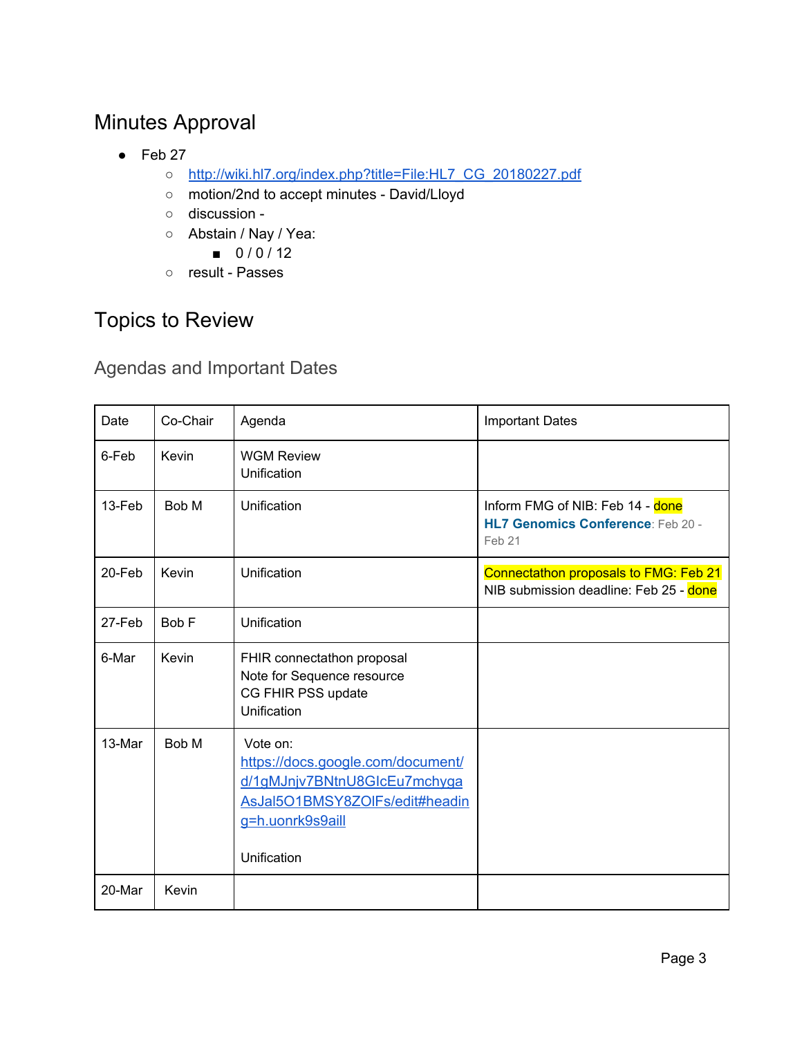## Minutes Approval

- Feb 27
    - http://wiki.hl7.org/index.php?title=File:HL7_CG_20180227.pdf
    - motion/2nd to accept minutes - David/Lloyd
    - discussion -
    - Abstain / Nay / Yea:
        - 0 / 0 / 12
    - result - Passes

## Topics to Review

### Agendas and Important Dates

| Date | Co-Chair | Agenda | Important Dates |
| --- | --- | --- | --- |
| 6-Feb | Kevin | WGM Review<br>Unification | |
| 13-Feb | Bob M | Unification | Inform FMG of NIB: Feb 14 - done<br>**HL7 Genomics Conference**: Feb 20 - Feb 21 |
| 20-Feb | Kevin | Unification | Connectathon proposals to FMG: Feb 21<br>NIB submission deadline: Feb 25 - done |
| 27-Feb | Bob F | Unification | |
| 6-Mar | Kevin | FHIR connectathon proposal<br>Note for Sequence resource<br>CG FHIR PSS update<br>Unification | |
| 13-Mar | Bob M | Vote on: https://docs.google.com/document/d/1gMJnjv7BNtnU8GIcEu7mchygaAsJal5O1BMSY8ZOlFs/edit#heading=h.uonrk9s9aill<br><br>Unification | |
| 20-Mar | Kevin | | |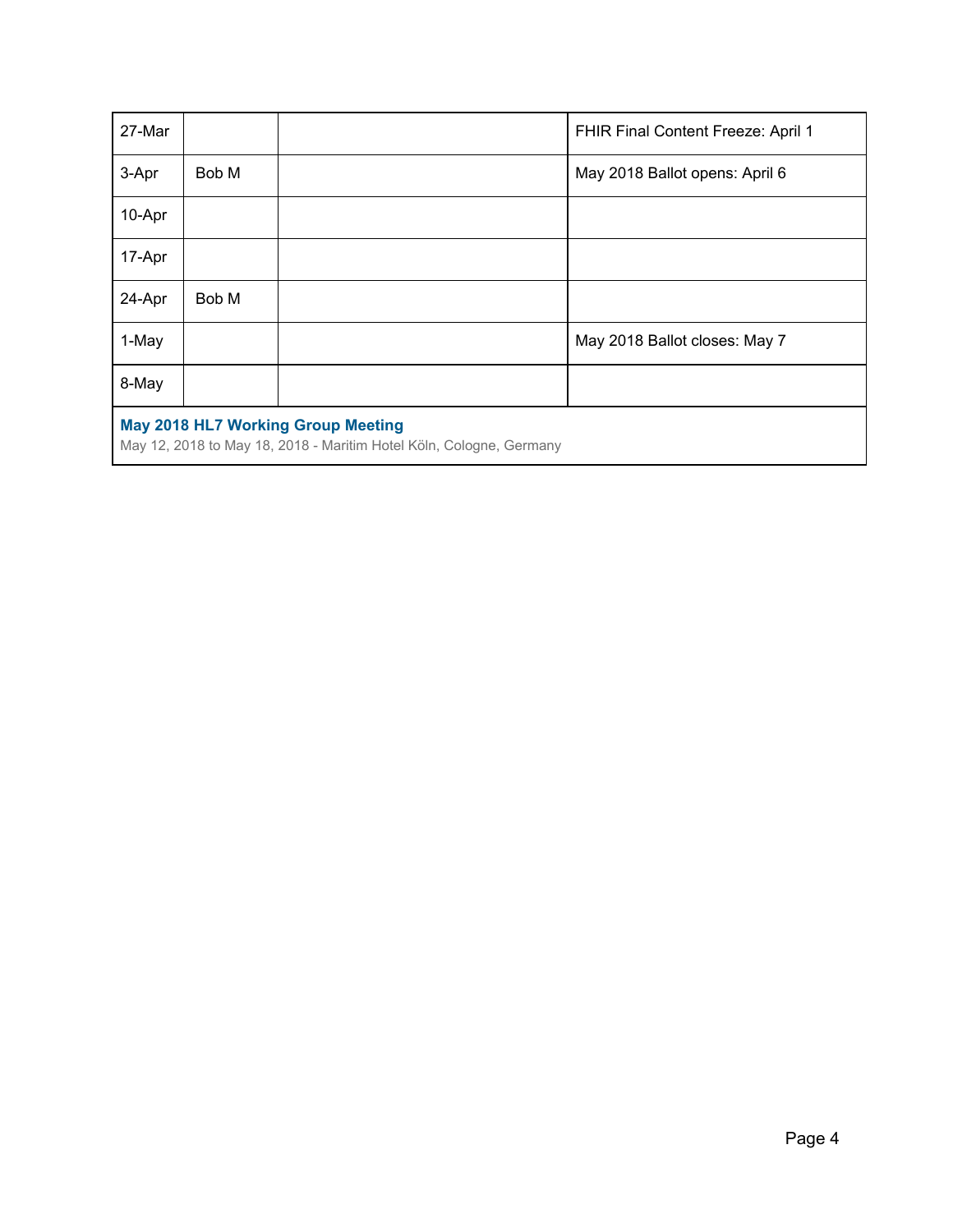| 27-Mar | | | FHIR Final Content Freeze: April 1 |
|---|---|---|---|
| 3-Apr | Bob M | | May 2018 Ballot opens: April 6 |
| 10-Apr | | | |
| 17-Apr | | | |
| 24-Apr | Bob M | | |
| 1-May | | | May 2018 Ballot closes: May 7 |
| 8-May | | | |
| **May 2018 HL7 Working Group Meeting**<br>May 12, 2018 to May 18, 2018 - Maritim Hotel Köln, Cologne, Germany | | | |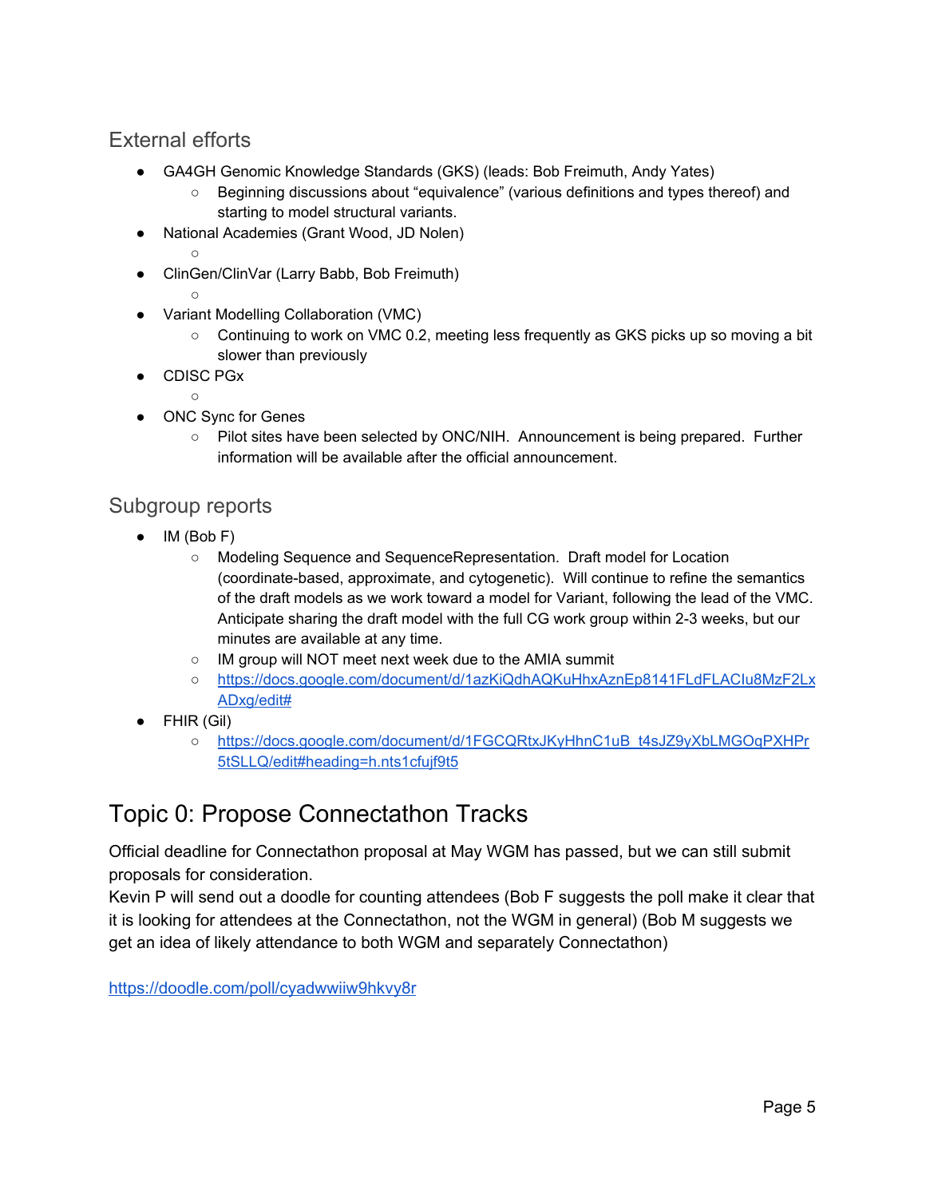## External efforts

- GA4GH Genomic Knowledge Standards (GKS) (leads: Bob Freimuth, Andy Yates)
  - Beginning discussions about "equivalence" (various definitions and types thereof) and starting to model structural variants.
- National Academies (Grant Wood, JD Nolen)
  - 
- ClinGen/ClinVar (Larry Babb, Bob Freimuth)
  - 
- Variant Modelling Collaboration (VMC)
  - Continuing to work on VMC 0.2, meeting less frequently as GKS picks up so moving a bit slower than previously
- CDISC PGx
  - 
- ONC Sync for Genes
  - Pilot sites have been selected by ONC/NIH. Announcement is being prepared. Further information will be available after the official announcement.

## Subgroup reports

- IM (Bob F)
  - Modeling Sequence and SequenceRepresentation. Draft model for Location (coordinate-based, approximate, and cytogenetic). Will continue to refine the semantics of the draft models as we work toward a model for Variant, following the lead of the VMC. Anticipate sharing the draft model with the full CG work group within 2-3 weeks, but our minutes are available at any time.
  - IM group will NOT meet next week due to the AMIA summit
  - [https://docs.google.com/document/d/1azKiQdhAQKuHhxAznEp8141FLdFLACIu8MzF2LxADxg/edit#](https://docs.google.com/document/d/1azKiQdhAQKuHhxAznEp8141FLdFLACIu8MzF2LxADxg/edit#)
- FHIR (Gil)
  - [https://docs.google.com/document/d/1FGCQRtxJKyHhnC1uB_t4sJZ9yXbLMGOqPXHPr5tSLLQ/edit#heading=h.nts1cfujf9t5](https://docs.google.com/document/d/1FGCQRtxJKyHhnC1uB_t4sJZ9yXbLMGOqPXHPr5tSLLQ/edit#heading=h.nts1cfujf9t5)

# Topic 0: Propose Connectathon Tracks

Official deadline for Connectathon proposal at May WGM has passed, but we can still submit proposals for consideration.
Kevin P will send out a doodle for counting attendees (Bob F suggests the poll make it clear that it is looking for attendees at the Connectathon, not the WGM in general) (Bob M suggests we get an idea of likely attendance to both WGM and separately Connectathon)

[https://doodle.com/poll/cyadwwiiw9hkvy8r](https://doodle.com/poll/cyadwwiiw9hkvy8r)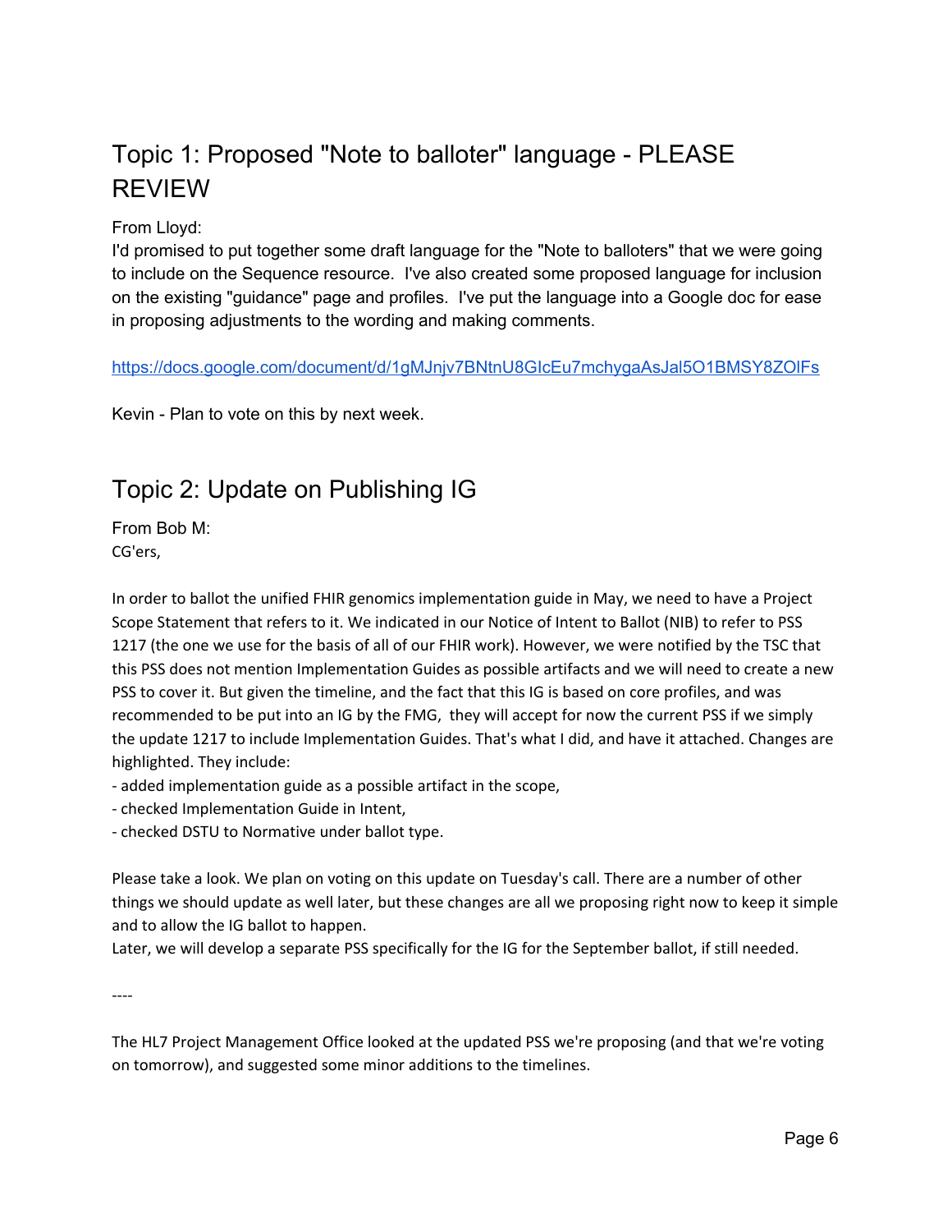## Topic 1: Proposed "Note to balloter" language - PLEASE REVIEW

From Lloyd:
I'd promised to put together some draft language for the "Note to balloters" that we were going to include on the Sequence resource. I've also created some proposed language for inclusion on the existing "guidance" page and profiles. I've put the language into a Google doc for ease in proposing adjustments to the wording and making comments.

https://docs.google.com/document/d/1gMJnjv7BNtnU8GIcEu7mchygaAsJal5O1BMSY8ZOlFs

Kevin - Plan to vote on this by next week.

## Topic 2: Update on Publishing IG

From Bob M:
CG'ers,

In order to ballot the unified FHIR genomics implementation guide in May, we need to have a Project Scope Statement that refers to it. We indicated in our Notice of Intent to Ballot (NIB) to refer to PSS 1217 (the one we use for the basis of all of our FHIR work). However, we were notified by the TSC that this PSS does not mention Implementation Guides as possible artifacts and we will need to create a new PSS to cover it. But given the timeline, and the fact that this IG is based on core profiles, and was recommended to be put into an IG by the FMG, they will accept for now the current PSS if we simply the update 1217 to include Implementation Guides. That's what I did, and have it attached. Changes are highlighted. They include:
- added implementation guide as a possible artifact in the scope,
- checked Implementation Guide in Intent,
- checked DSTU to Normative under ballot type.

Please take a look. We plan on voting on this update on Tuesday's call. There are a number of other things we should update as well later, but these changes are all we proposing right now to keep it simple and to allow the IG ballot to happen.
Later, we will develop a separate PSS specifically for the IG for the September ballot, if still needed.

----

The HL7 Project Management Office looked at the updated PSS we're proposing (and that we're voting on tomorrow), and suggested some minor additions to the timelines.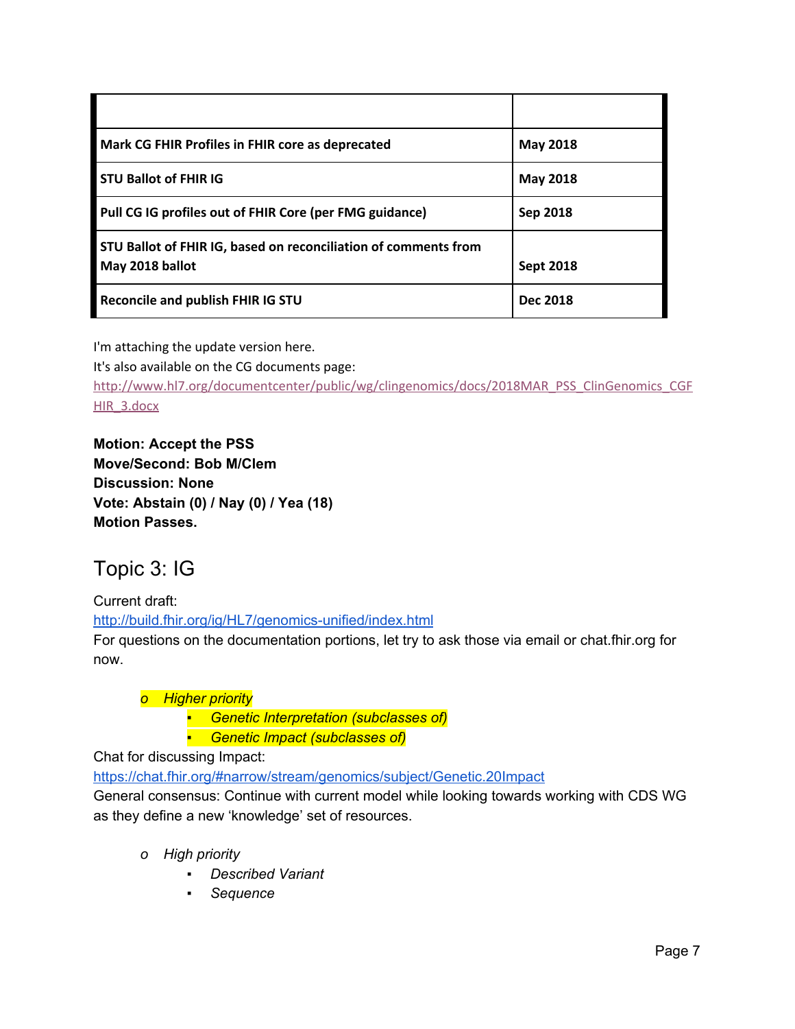| | |
|---|---|
| **Mark CG FHIR Profiles in FHIR core as deprecated** | **May 2018** |
| **STU Ballot of FHIR IG** | **May 2018** |
| **Pull CG IG profiles out of FHIR Core (per FMG guidance)** | **Sep 2018** |
| **STU Ballot of FHIR IG, based on reconciliation of comments from May 2018 ballot** | **Sept 2018** |
| **Reconcile and publish FHIR IG STU** | **Dec 2018** |

I'm attaching the update version here.
It's also available on the CG documents page:
[http://www.hl7.org/documentcenter/public/wg/clingenomics/docs/2018MAR_PSS_ClinGenomics_CGFHIR_3.docx](http://www.hl7.org/documentcenter/public/wg/clingenomics/docs/2018MAR_PSS_ClinGenomics_CGFHIR_3.docx)

**Motion: Accept the PSS**
**Move/Second: Bob M/Clem**
**Discussion: None**
**Vote: Abstain (0) / Nay (0) / Yea (18)**
**Motion Passes.**

# Topic 3: IG

Current draft:
[http://build.fhir.org/ig/HL7/genomics-unified/index.html](http://build.fhir.org/ig/HL7/genomics-unified/index.html)
For questions on the documentation portions, let try to ask those via email or chat.fhir.org for now.

- *Higher priority*
  - *Genetic Interpretation (subclasses of)*
  - *Genetic Impact (subclasses of)*

Chat for discussing Impact:
[https://chat.fhir.org/#narrow/stream/genomics/subject/Genetic.20Impact](https://chat.fhir.org/#narrow/stream/genomics/subject/Genetic.20Impact)
General consensus: Continue with current model while looking towards working with CDS WG as they define a new 'knowledge' set of resources.

- *High priority*
  - *Described Variant*
  - *Sequence*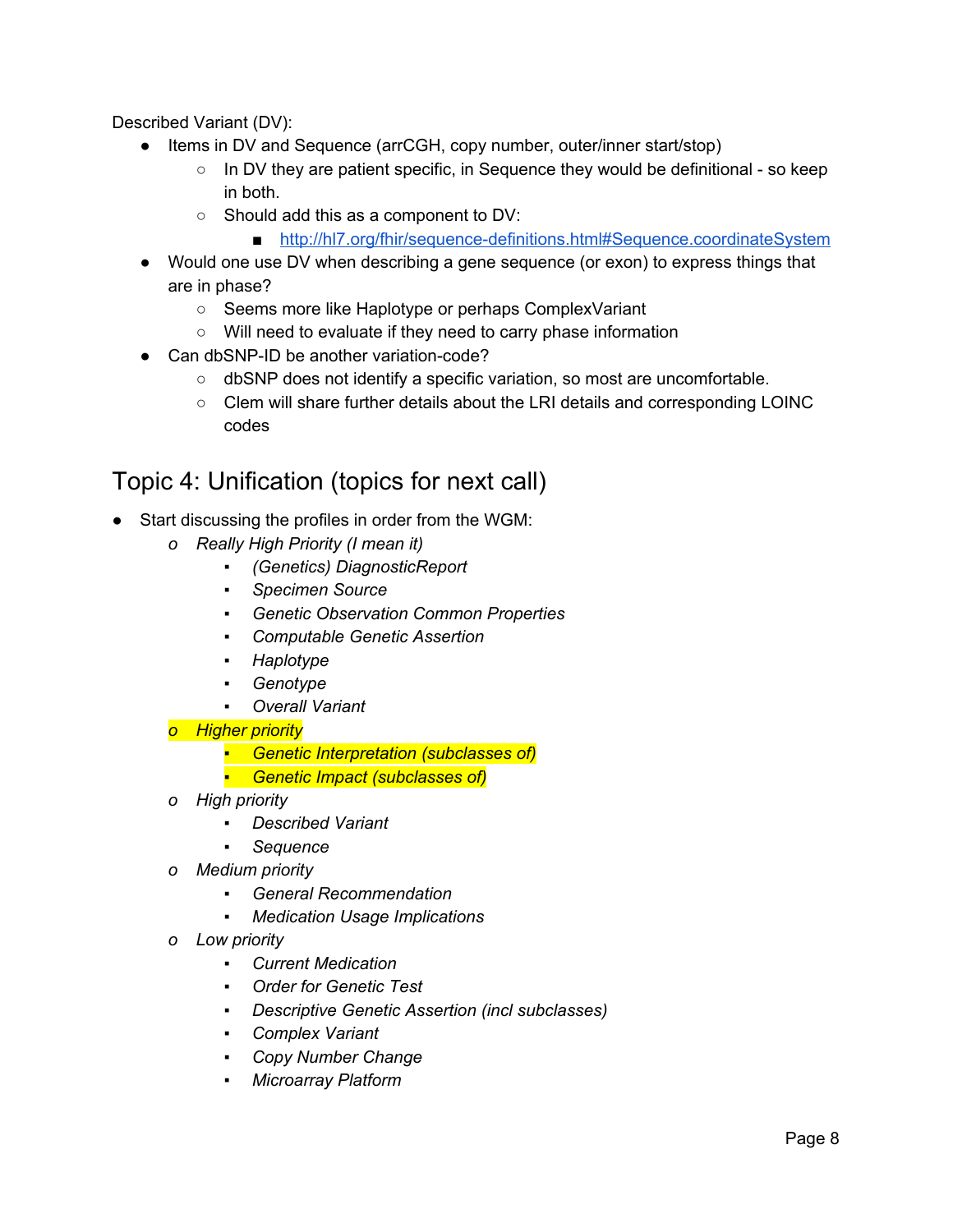Described Variant (DV):

- Items in DV and Sequence (arrCGH, copy number, outer/inner start/stop)
  - In DV they are patient specific, in Sequence they would be definitional - so keep in both.
  - Should add this as a component to DV:
    - [http://hl7.org/fhir/sequence-definitions.html#Sequence.coordinateSystem](http://hl7.org/fhir/sequence-definitions.html#Sequence.coordinateSystem)
- Would one use DV when describing a gene sequence (or exon) to express things that are in phase?
  - Seems more like Haplotype or perhaps ComplexVariant
  - Will need to evaluate if they need to carry phase information
- Can dbSNP-ID be another variation-code?
  - dbSNP does not identify a specific variation, so most are uncomfortable.
  - Clem will share further details about the LRI details and corresponding LOINC codes

## Topic 4: Unification (topics for next call)

- Start discussing the profiles in order from the WGM:
  - *Really High Priority (I mean it)*
    - *(Genetics) DiagnosticReport*
    - *Specimen Source*
    - *Genetic Observation Common Properties*
    - *Computable Genetic Assertion*
    - *Haplotype*
    - *Genotype*
    - *Overall Variant*
  - *Higher priority*
    - *Genetic Interpretation (subclasses of)*
    - *Genetic Impact (subclasses of)*
  - *High priority*
    - *Described Variant*
    - *Sequence*
  - *Medium priority*
    - *General Recommendation*
    - *Medication Usage Implications*
  - *Low priority*
    - *Current Medication*
    - *Order for Genetic Test*
    - *Descriptive Genetic Assertion (incl subclasses)*
    - *Complex Variant*
    - *Copy Number Change*
    - *Microarray Platform*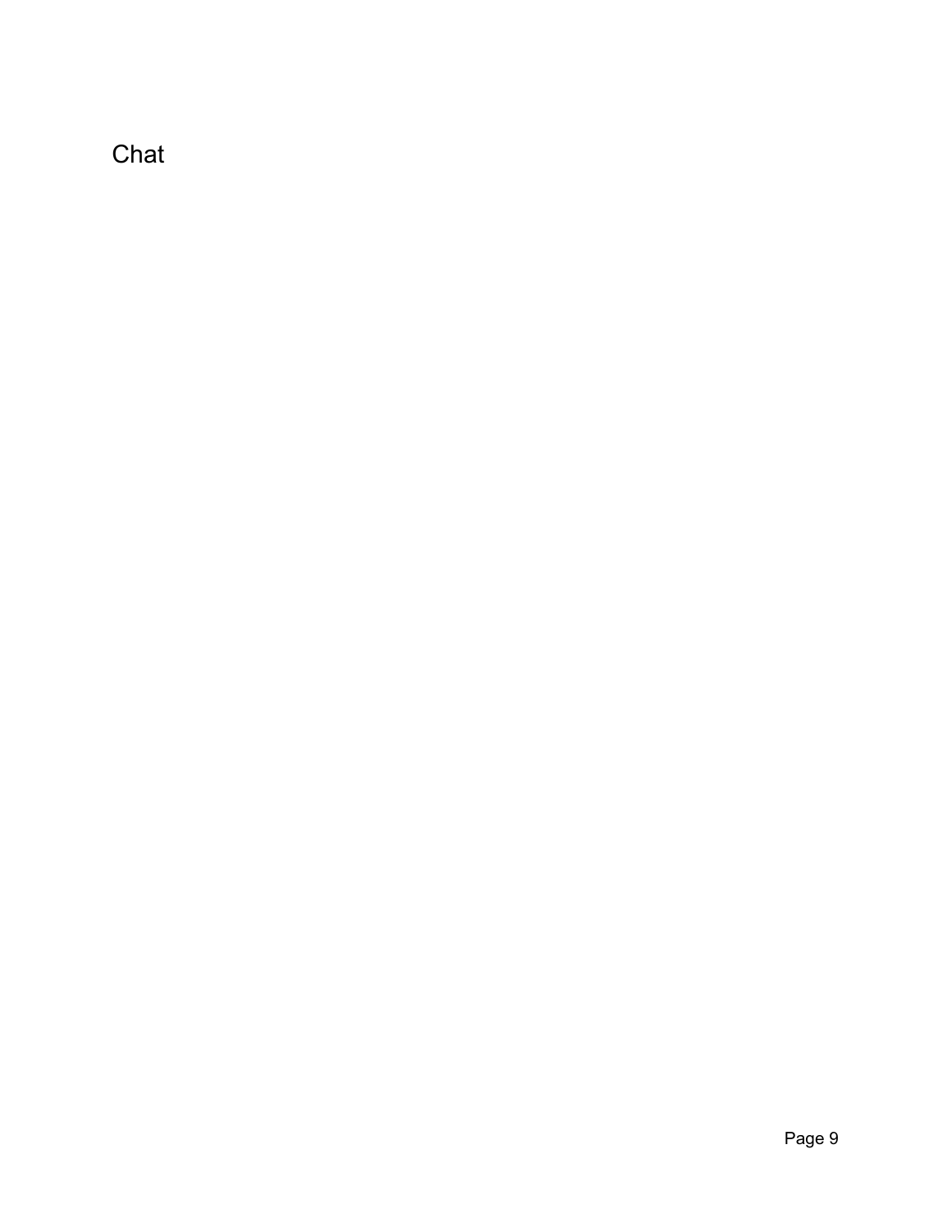Chat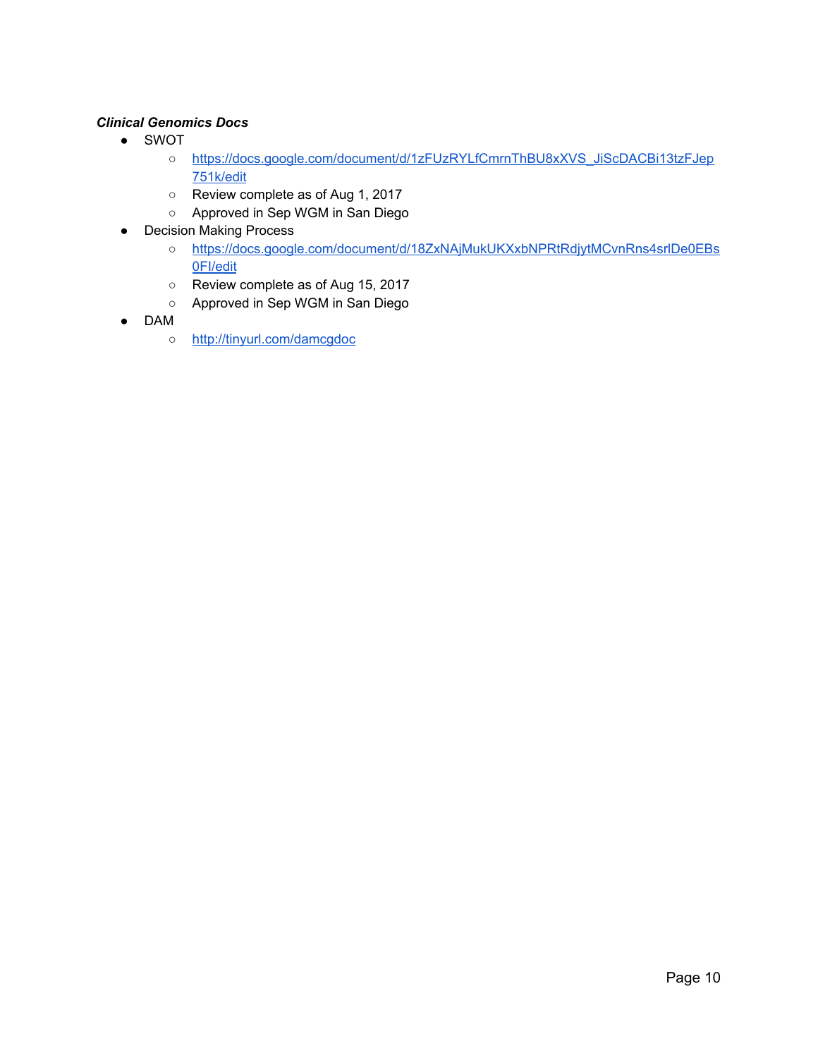***Clinical Genomics Docs***

- SWOT
  - https://docs.google.com/document/d/1zFUzRYLfCmrnThBU8xXVS_JiScDACBi13tzFJep751k/edit
  - Review complete as of Aug 1, 2017
  - Approved in Sep WGM in San Diego
- Decision Making Process
  - https://docs.google.com/document/d/18ZxNAjMukUKXxbNPRtRdjytMCvnRns4srlDe0EBs0FI/edit
  - Review complete as of Aug 15, 2017
  - Approved in Sep WGM in San Diego
- DAM
  - http://tinyurl.com/damcgdoc